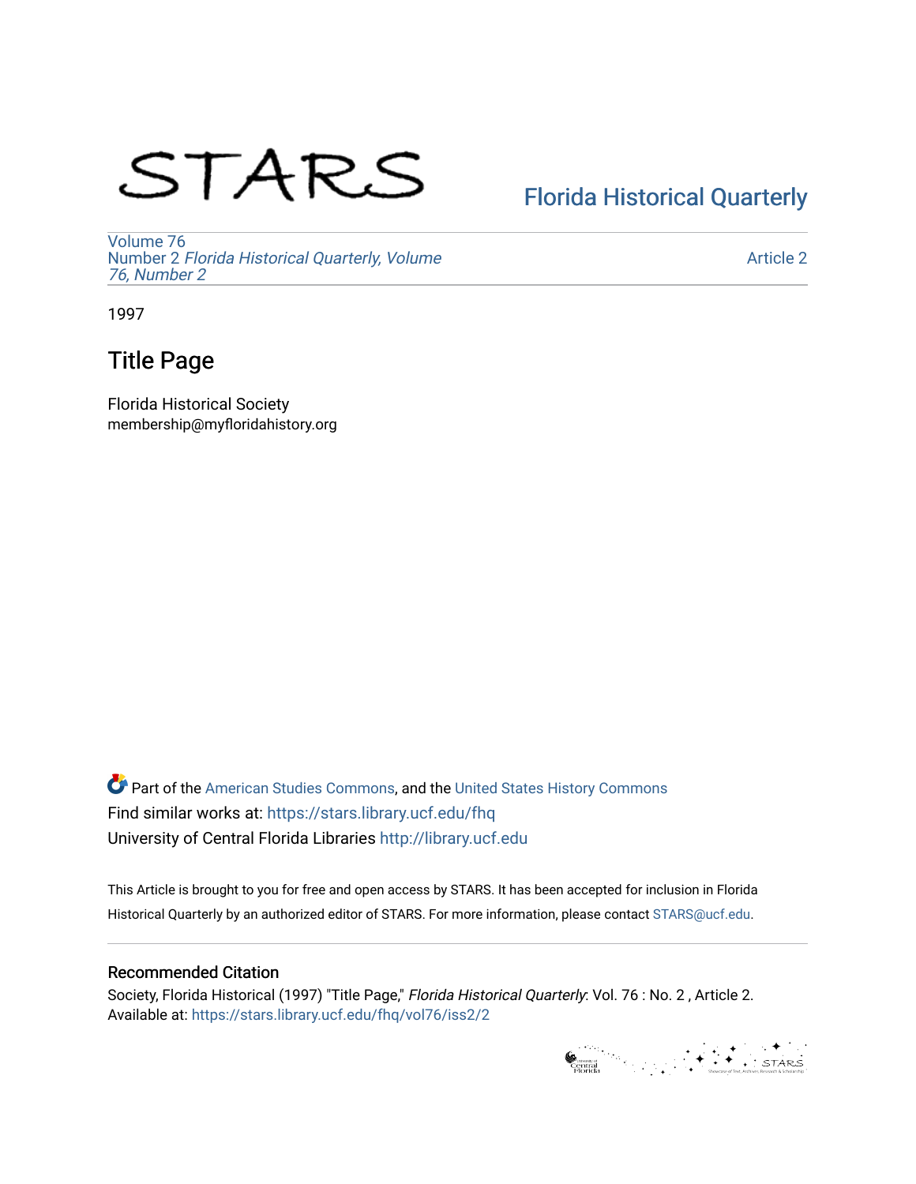STARS

Florida Historical Quarterly

Volume 76
Number 2 *Florida Historical Quarterly, Volume 76, Number 2*

Article 2

1997

# Title Page

Florida Historical Society
membership@myfloridahistory.org

Part of the American Studies Commons, and the United States History Commons
Find similar works at: https://stars.library.ucf.edu/fhq
University of Central Florida Libraries http://library.ucf.edu

This Article is brought to you for free and open access by STARS. It has been accepted for inclusion in Florida Historical Quarterly by an authorized editor of STARS. For more information, please contact STARS@ucf.edu.

## Recommended Citation

Society, Florida Historical (1997) "Title Page," *Florida Historical Quarterly*: Vol. 76 : No. 2 , Article 2.
Available at: https://stars.library.ucf.edu/fhq/vol76/iss2/2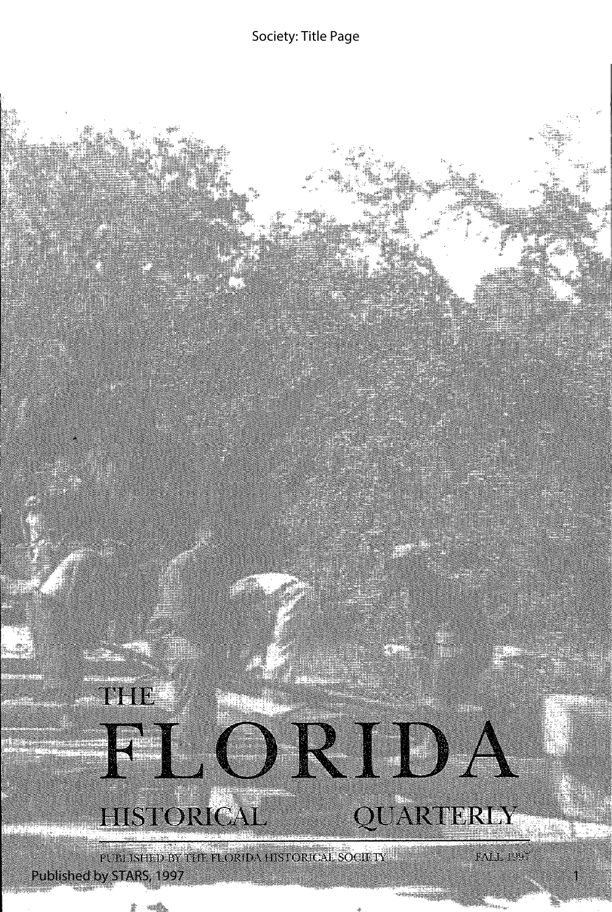THE

# FLORIDA

## HISTORICAL QUARTERLY

PUBLISHED BY THE FLORIDA HISTORICAL SOCIETY FALL 1997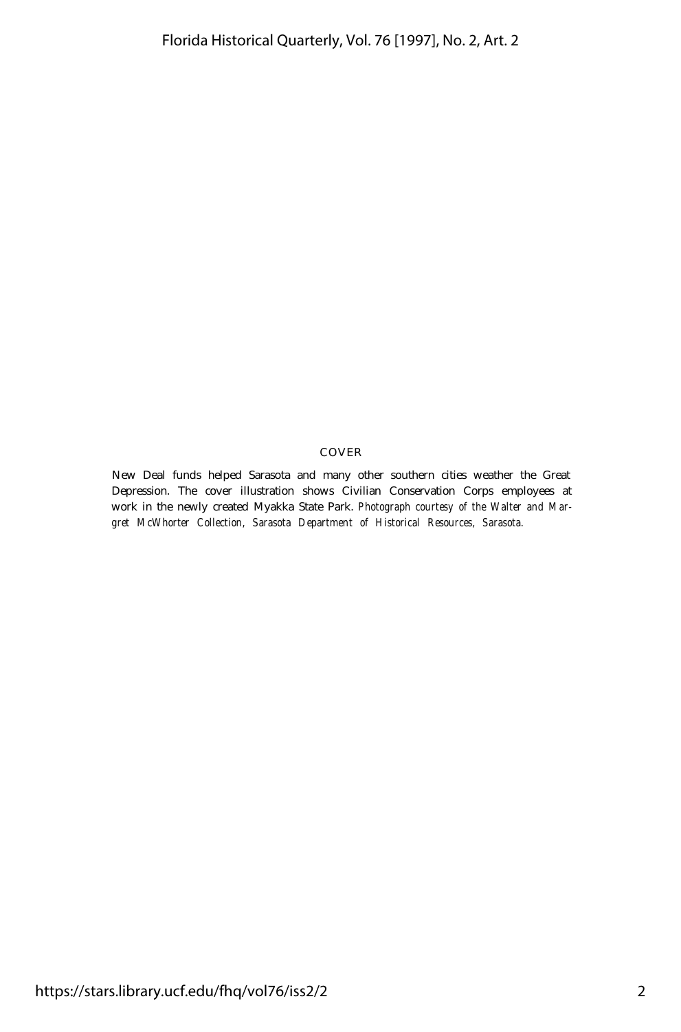## COVER

New Deal funds helped Sarasota and many other southern cities weather the Great Depression. The cover illustration shows Civilian Conservation Corps employees at work in the newly created Myakka State Park. *Photograph courtesy of the Walter and Margret McWhorter Collection, Sarasota Department of Historical Resources, Sarasota.*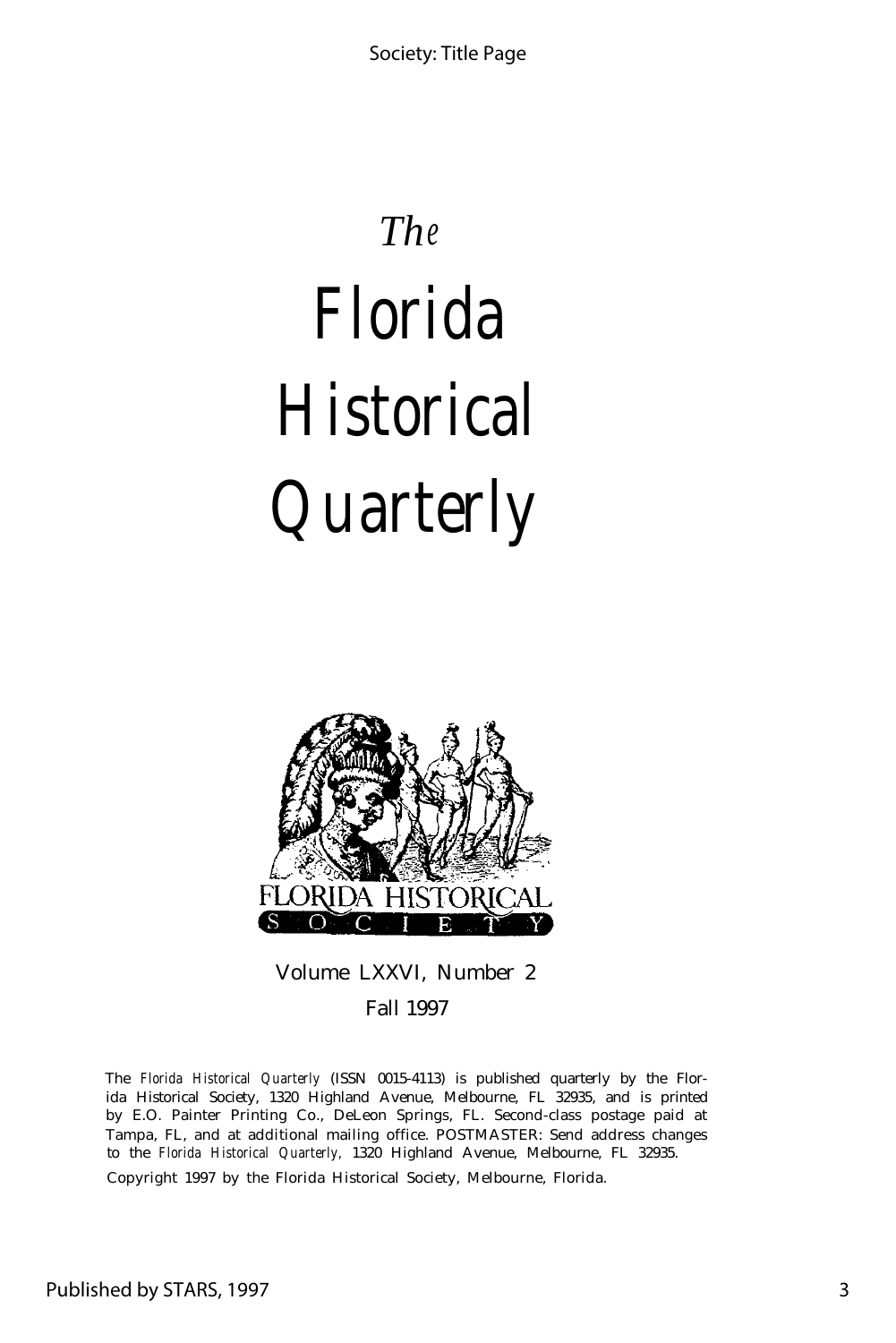# *The* Florida Historical Quarterly

FLORIDA HISTORICAL SOCIETY

Volume LXXVI, Number 2

Fall 1997

The *Florida Historical Quarterly* (ISSN 0015-4113) is published quarterly by the Florida Historical Society, 1320 Highland Avenue, Melbourne, FL 32935, and is printed by E.O. Painter Printing Co., DeLeon Springs, FL. Second-class postage paid at Tampa, FL, and at additional mailing office. POSTMASTER: Send address changes to the *Florida Historical Quarterly*, 1320 Highland Avenue, Melbourne, FL 32935.

Copyright 1997 by the Florida Historical Society, Melbourne, Florida.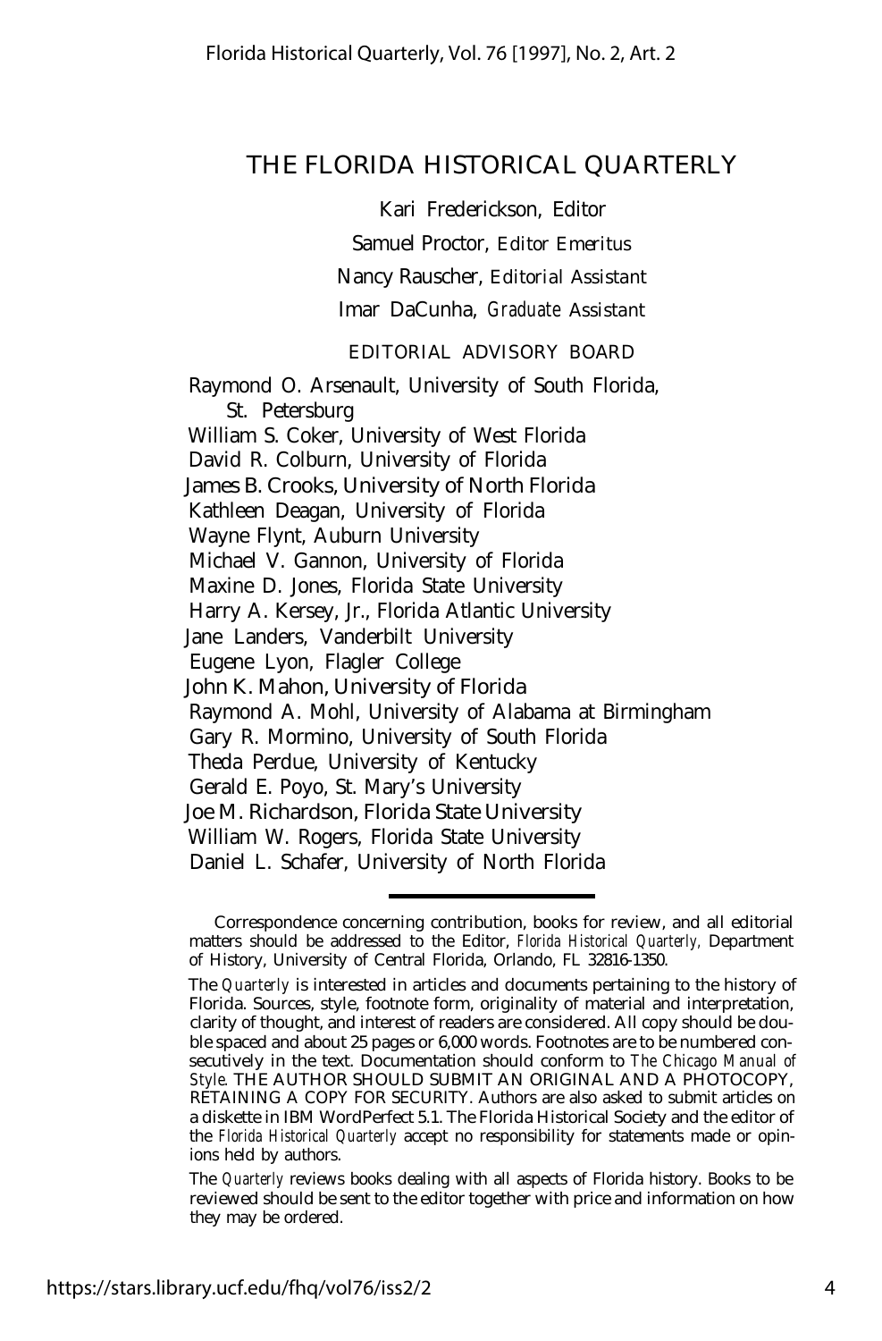# THE FLORIDA HISTORICAL QUARTERLY

Kari Frederickson, Editor

Samuel Proctor, *Editor Emeritus*

Nancy Rauscher, *Editorial Assistant*

Imar DaCunha, *Graduate Assistant*

## EDITORIAL ADVISORY BOARD

Raymond O. Arsenault, University of South Florida, St. Petersburg
William S. Coker, University of West Florida
David R. Colburn, University of Florida
James B. Crooks, University of North Florida
Kathleen Deagan, University of Florida
Wayne Flynt, Auburn University
Michael V. Gannon, University of Florida
Maxine D. Jones, Florida State University
Harry A. Kersey, Jr., Florida Atlantic University
Jane Landers, Vanderbilt University
Eugene Lyon, Flagler College
John K. Mahon, University of Florida
Raymond A. Mohl, University of Alabama at Birmingham
Gary R. Mormino, University of South Florida
Theda Perdue, University of Kentucky
Gerald E. Poyo, St. Mary's University
Joe M. Richardson, Florida State University
William W. Rogers, Florida State University
Daniel L. Schafer, University of North Florida

---

Correspondence concerning contribution, books for review, and all editorial matters should be addressed to the Editor, *Florida Historical Quarterly*, Department of History, University of Central Florida, Orlando, FL 32816-1350.

The *Quarterly* is interested in articles and documents pertaining to the history of Florida. Sources, style, footnote form, originality of material and interpretation, clarity of thought, and interest of readers are considered. All copy should be double spaced and about 25 pages or 6,000 words. Footnotes are to be numbered consecutively in the text. Documentation should conform to *The Chicago Manual of Style*. THE AUTHOR SHOULD SUBMIT AN ORIGINAL AND A PHOTOCOPY, RETAINING A COPY FOR SECURITY. Authors are also asked to submit articles on a diskette in IBM WordPerfect 5.1. The Florida Historical Society and the editor of the *Florida Historical Quarterly* accept no responsibility for statements made or opinions held by authors.

The *Quarterly* reviews books dealing with all aspects of Florida history. Books to be reviewed should be sent to the editor together with price and information on how they may be ordered.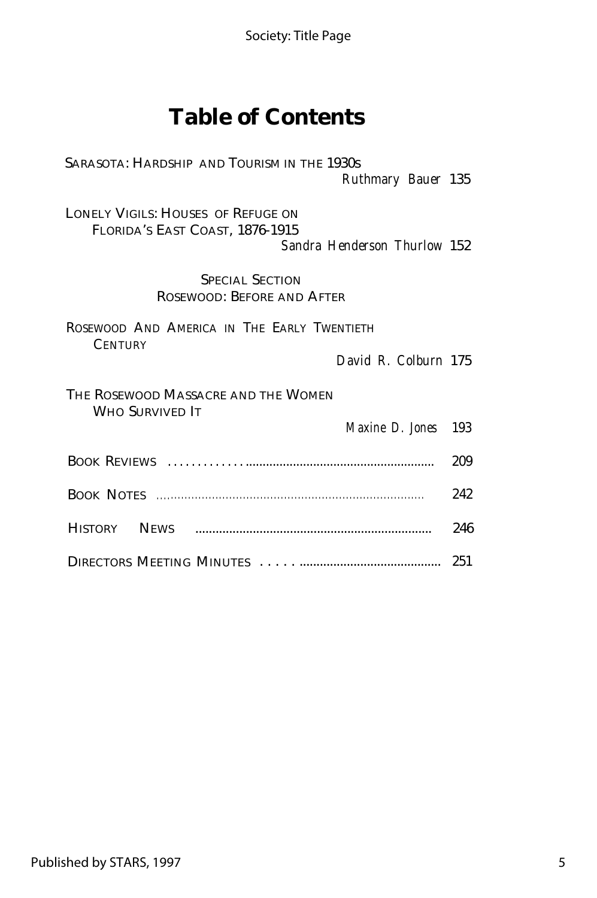# Table of Contents

SARASOTA: HARDSHIP AND TOURISM IN THE 1930s
*Ruthmary Bauer* 135

LONELY VIGILS: HOUSES OF REFUGE ON FLORIDA'S EAST COAST, 1876-1915
*Sandra Henderson Thurlow* 152

SPECIAL SECTION
ROSEWOOD: BEFORE AND AFTER

ROSEWOOD AND AMERICA IN THE EARLY TWENTIETH CENTURY
*David R. Colburn* 175

THE ROSEWOOD MASSACRE AND THE WOMEN WHO SURVIVED IT
*Maxine D. Jones* 193

BOOK REVIEWS ................................................................... 209

BOOK NOTES ........................................................................ 242

HISTORY NEWS ..................................................................... 246

DIRECTORS MEETING MINUTES ............................................ 251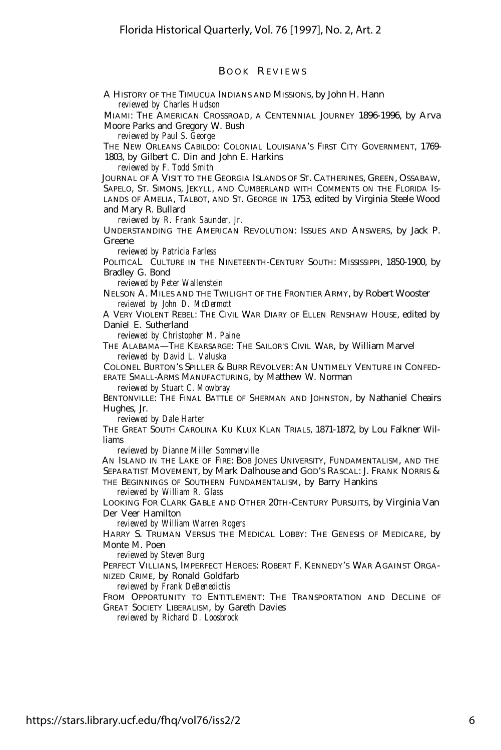## BOOK REVIEWS

A HISTORY OF THE TIMUCUA INDIANS AND MISSIONS, by John H. Hann
*reviewed by Charles Hudson*

MIAMI: THE AMERICAN CROSSROAD, A CENTENNIAL JOURNEY 1896-1996, by Arva Moore Parks and Gregory W. Bush
*reviewed by Paul S. George*

THE NEW ORLEANS CABILDO: COLONIAL LOUISIANA'S FIRST CITY GOVERNMENT, 1769-1803, by Gilbert C. Din and John E. Harkins
*reviewed by F. Todd Smith*

JOURNAL OF A VISIT TO THE GEORGIA ISLANDS OF ST. CATHERINES, GREEN, OSSABAW, SAPELO, ST. SIMONS, JEKYLL, AND CUMBERLAND WITH COMMENTS ON THE FLORIDA ISLANDS OF AMELIA, TALBOT, AND ST. GEORGE IN 1753, edited by Virginia Steele Wood and Mary R. Bullard
*reviewed by R. Frank Saunder, Jr.*

UNDERSTANDING THE AMERICAN REVOLUTION: ISSUES AND ANSWERS, by Jack P. Greene
*reviewed by Patricia Farless*

POLITICAL CULTURE IN THE NINETEENTH-CENTURY SOUTH: MISSISSIPPI, 1850-1900, by Bradley G. Bond
*reviewed by Peter Wallenstein*

NELSON A. MILES AND THE TWILIGHT OF THE FRONTIER ARMY, by Robert Wooster
*reviewed by John D. McDermott*

A VERY VIOLENT REBEL: THE CIVIL WAR DIARY OF ELLEN RENSHAW HOUSE, edited by Daniel E. Sutherland
*reviewed by Christopher M. Paine*

THE ALABAMA—THE KEARSARGE: THE SAILOR'S CIVIL WAR, by William Marvel
*reviewed by David L. Valuska*

COLONEL BURTON'S SPILLER & BURR REVOLVER: AN UNTIMELY VENTURE IN CONFEDERATE SMALL-ARMS MANUFACTURING, by Matthew W. Norman
*reviewed by Stuart C. Mowbray*

BENTONVILLE: THE FINAL BATTLE OF SHERMAN AND JOHNSTON, by Nathaniel Cheairs Hughes, Jr.
*reviewed by Dale Harter*

THE GREAT SOUTH CAROLINA KU KLUX KLAN TRIALS, 1871-1872, by Lou Falkner Williams
*reviewed by Dianne Miller Sommerville*

AN ISLAND IN THE LAKE OF FIRE: BOB JONES UNIVERSITY, FUNDAMENTALISM, AND THE SEPARATIST MOVEMENT, by Mark Dalhouse and GOD'S RASCAL: J. FRANK NORRIS & THE BEGINNINGS OF SOUTHERN FUNDAMENTALISM, by Barry Hankins
*reviewed by William R. Glass*

LOOKING FOR CLARK GABLE AND OTHER 20TH-CENTURY PURSUITS, by Virginia Van Der Veer Hamilton
*reviewed by William Warren Rogers*

HARRY S. TRUMAN VERSUS THE MEDICAL LOBBY: THE GENESIS OF MEDICARE, by Monte M. Poen
*reviewed by Steven Burg*

PERFECT VILLIANS, IMPERFECT HEROES: ROBERT F. KENNEDY'S WAR AGAINST ORGANIZED CRIME, by Ronald Goldfarb
*reviewed by Frank DeBenedictis*

FROM OPPORTUNITY TO ENTITLEMENT: THE TRANSPORTATION AND DECLINE OF GREAT SOCIETY LIBERALISM, by Gareth Davies
*reviewed by Richard D. Loosbrock*